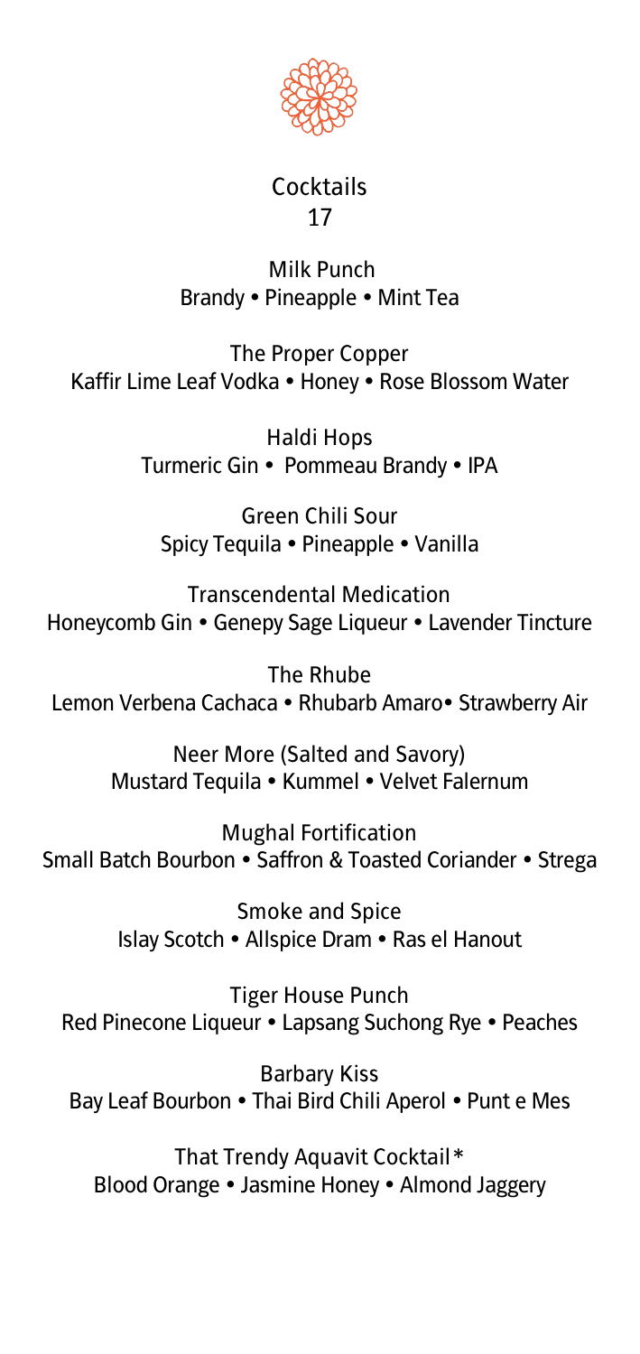# Cocktails

17

**Milk Punch**
Brandy • Pineapple • Mint Tea

**The Proper Copper**
Kaffir Lime Leaf Vodka • Honey • Rose Blossom Water

**Haldi Hops**
Turmeric Gin • Pommeau Brandy • IPA

**Green Chili Sour**
Spicy Tequila • Pineapple • Vanilla

**Transcendental Medication**
Honeycomb Gin • Genepy Sage Liqueur • Lavender Tincture

**The Rhube**
Lemon Verbena Cachaca • Rhubarb Amaro• Strawberry Air

**Neer More (Salted and Savory)**
Mustard Tequila • Kummel • Velvet Falernum

**Mughal Fortification**
Small Batch Bourbon • Saffron & Toasted Coriander • Strega

**Smoke and Spice**
Islay Scotch • Allspice Dram • Ras el Hanout

**Tiger House Punch**
Red Pinecone Liqueur • Lapsang Suchong Rye • Peaches

**Barbary Kiss**
Bay Leaf Bourbon • Thai Bird Chili Aperol • Punt e Mes

**That Trendy Aquavit Cocktail***
Blood Orange • Jasmine Honey • Almond Jaggery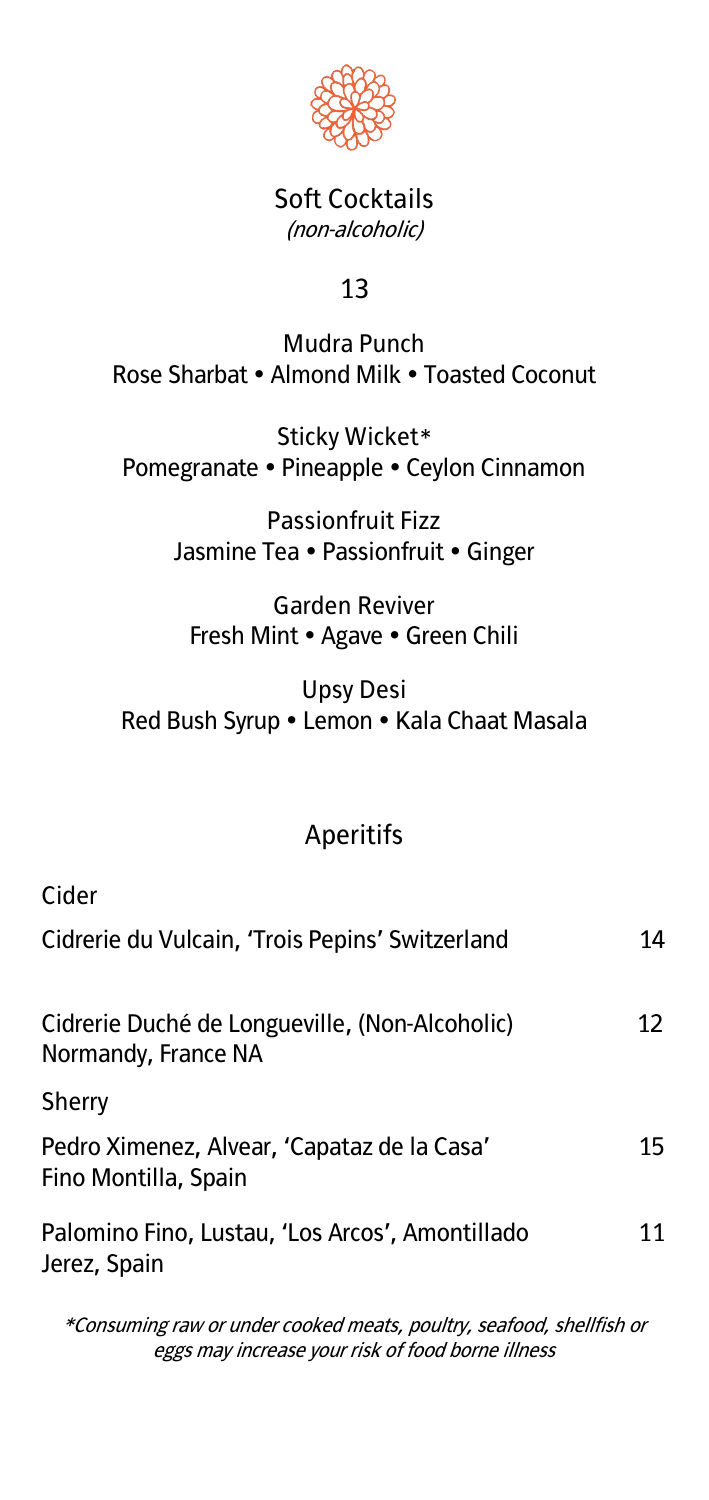## Soft Cocktails

*(non-alcoholic)*

13

**Mudra Punch**
Rose Sharbat • Almond Milk • Toasted Coconut

**Sticky Wicket***
Pomegranate • Pineapple • Ceylon Cinnamon

**Passionfruit Fizz**
Jasmine Tea • Passionfruit • Ginger

**Garden Reviver**
Fresh Mint • Agave • Green Chili

**Upsy Desi**
Red Bush Syrup • Lemon • Kala Chaat Masala

## Aperitifs

### Cider

| | |
|---|---|
| Cidrerie du Vulcain, 'Trois Pepins' Switzerland | 14 |
| Cidrerie Duché de Longueville, (Non-Alcoholic) Normandy, France NA | 12 |

### Sherry

| | |
|---|---|
| Pedro Ximenez, Alvear, 'Capataz de la Casa' Fino Montilla, Spain | 15 |
| Palomino Fino, Lustau, 'Los Arcos', Amontillado Jerez, Spain | 11 |

*\*Consuming raw or under cooked meats, poultry, seafood, shellfish or eggs may increase your risk of food borne illness*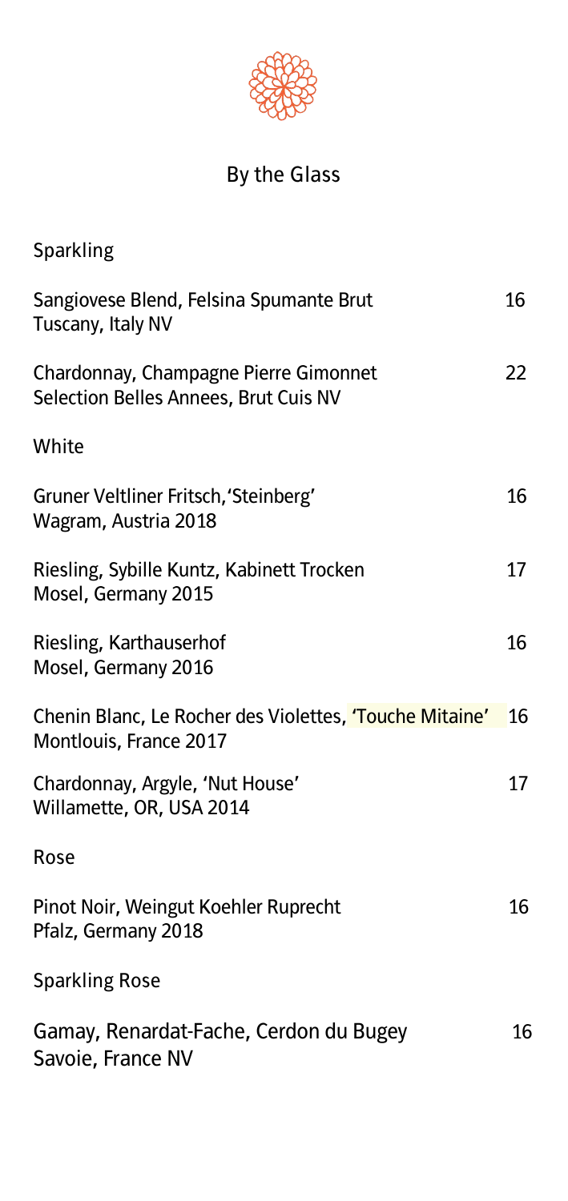# By the Glass

## Sparkling

Sangiovese Blend, Felsina Spumante Brut — 16
Tuscany, Italy NV

Chardonnay, Champagne Pierre Gimonnet — 22
Selection Belles Annees, Brut Cuis NV

## White

Gruner Veltliner Fritsch,'Steinberg' — 16
Wagram, Austria 2018

Riesling, Sybille Kuntz, Kabinett Trocken — 17
Mosel, Germany 2015

Riesling, Karthauserhof — 16
Mosel, Germany 2016

Chenin Blanc, Le Rocher des Violettes, 'Touche Mitaine' — 16
Montlouis, France 2017

Chardonnay, Argyle, 'Nut House' — 17
Willamette, OR, USA 2014

## Rose

Pinot Noir, Weingut Koehler Ruprecht — 16
Pfalz, Germany 2018

## Sparkling Rose

Gamay, Renardat-Fache, Cerdon du Bugey — 16
Savoie, France NV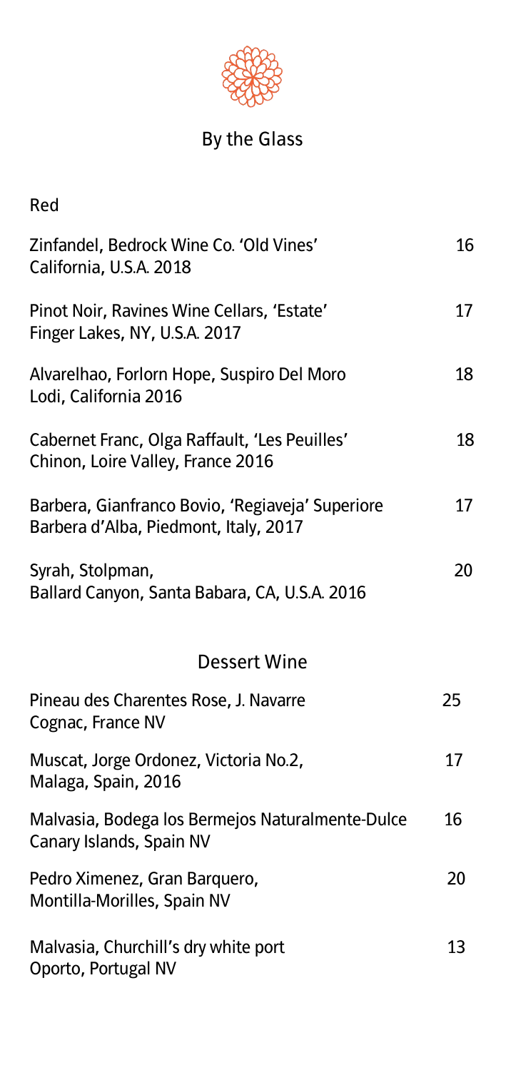## By the Glass

### Red

| Wine | Price |
|---|---|
| Zinfandel, Bedrock Wine Co. 'Old Vines'<br>California, U.S.A. 2018 | 16 |
| Pinot Noir, Ravines Wine Cellars, 'Estate'<br>Finger Lakes, NY, U.S.A. 2017 | 17 |
| Alvarelhao, Forlorn Hope, Suspiro Del Moro<br>Lodi, California 2016 | 18 |
| Cabernet Franc, Olga Raffault, 'Les Peuilles'<br>Chinon, Loire Valley, France 2016 | 18 |
| Barbera, Gianfranco Bovio, 'Regiaveja' Superiore<br>Barbera d'Alba, Piedmont, Italy, 2017 | 17 |
| Syrah, Stolpman,<br>Ballard Canyon, Santa Babara, CA, U.S.A. 2016 | 20 |

### Dessert Wine

| Wine | Price |
|---|---|
| Pineau des Charentes Rose, J. Navarre<br>Cognac, France NV | 25 |
| Muscat, Jorge Ordonez, Victoria No.2,<br>Malaga, Spain, 2016 | 17 |
| Malvasia, Bodega los Bermejos Naturalmente-Dulce<br>Canary Islands, Spain NV | 16 |
| Pedro Ximenez, Gran Barquero,<br>Montilla-Morilles, Spain NV | 20 |
| Malvasia, Churchill's dry white port<br>Oporto, Portugal NV | 13 |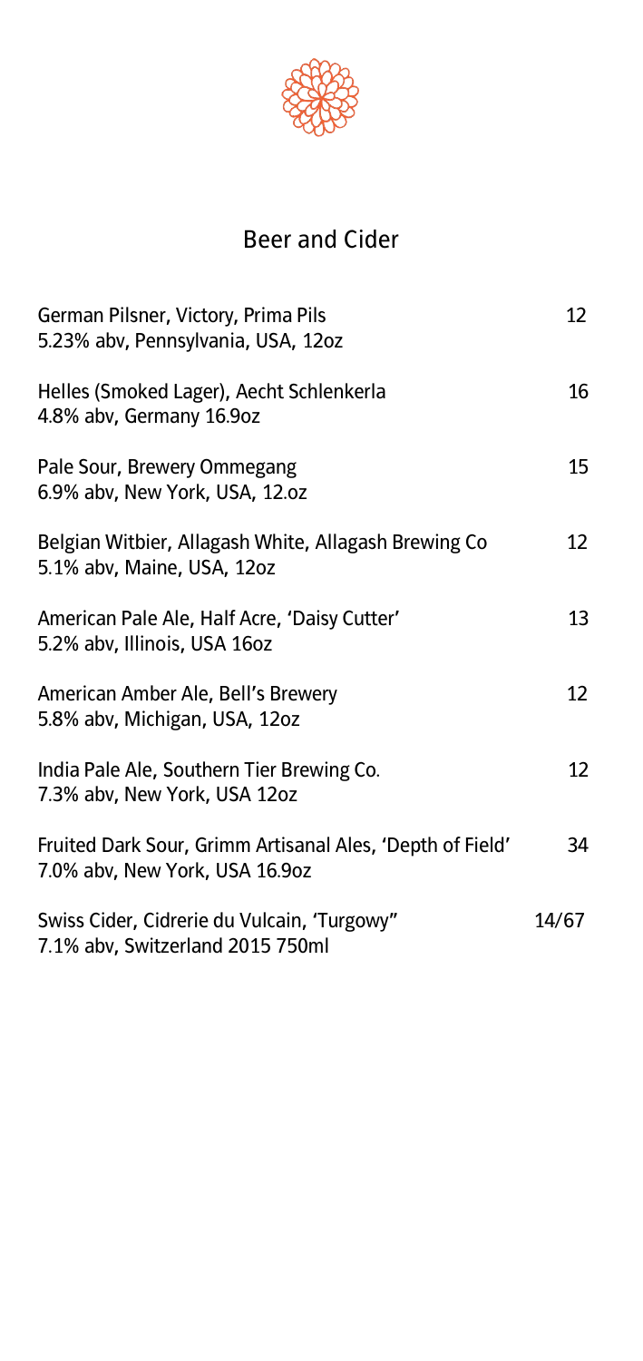# Beer and Cider

| | |
|---|---|
| German Pilsner, Victory, Prima Pils<br>5.23% abv, Pennsylvania, USA, 12oz | 12 |
| Helles (Smoked Lager), Aecht Schlenkerla<br>4.8% abv, Germany 16.9oz | 16 |
| Pale Sour, Brewery Ommegang<br>6.9% abv, New York, USA, 12.oz | 15 |
| Belgian Witbier, Allagash White, Allagash Brewing Co<br>5.1% abv, Maine, USA, 12oz | 12 |
| American Pale Ale, Half Acre, 'Daisy Cutter'<br>5.2% abv, Illinois, USA 16oz | 13 |
| American Amber Ale, Bell's Brewery<br>5.8% abv, Michigan, USA, 12oz | 12 |
| India Pale Ale, Southern Tier Brewing Co.<br>7.3% abv, New York, USA 12oz | 12 |
| Fruited Dark Sour, Grimm Artisanal Ales, 'Depth of Field'<br>7.0% abv, New York, USA 16.9oz | 34 |
| Swiss Cider, Cidrerie du Vulcain, 'Turgowy"<br>7.1% abv, Switzerland 2015 750ml | 14/67 |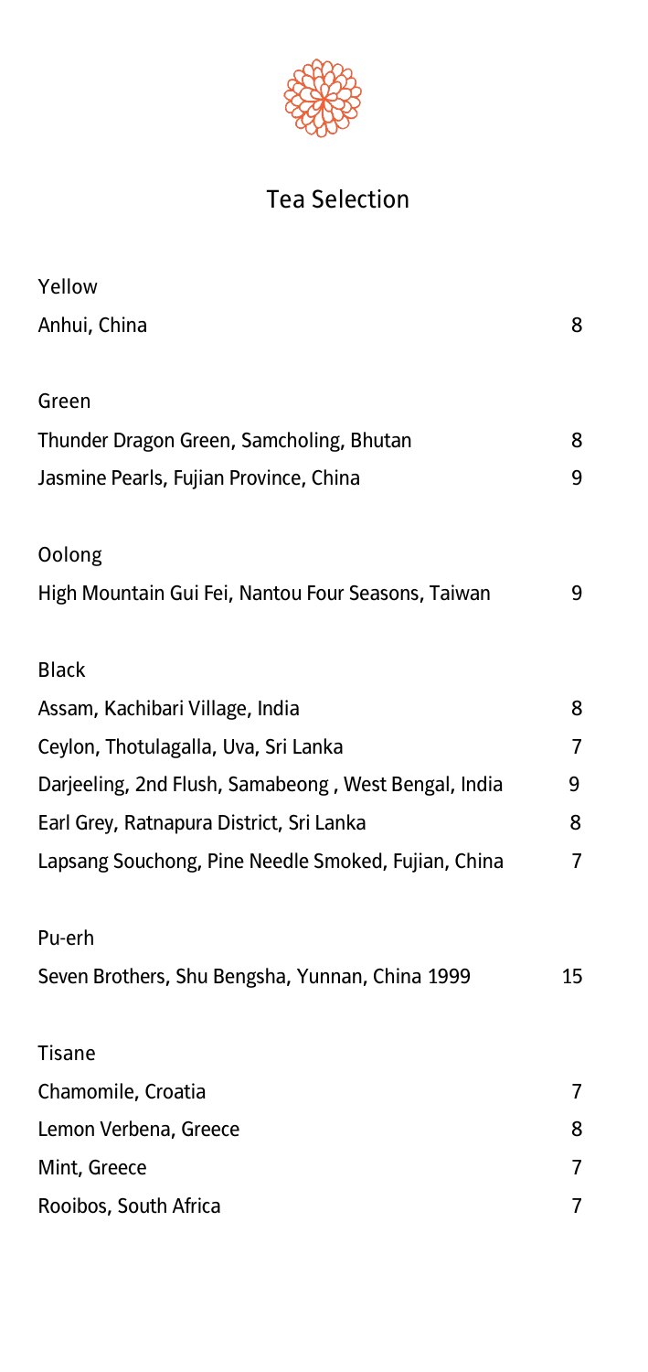# Tea Selection

## Yellow

| | |
|---|---|
| Anhui, China | 8 |

## Green

| | |
|---|---|
| Thunder Dragon Green, Samcholing, Bhutan | 8 |
| Jasmine Pearls, Fujian Province, China | 9 |

## Oolong

| | |
|---|---|
| High Mountain Gui Fei, Nantou Four Seasons, Taiwan | 9 |

## Black

| | |
|---|---|
| Assam, Kachibari Village, India | 8 |
| Ceylon, Thotulagalla, Uva, Sri Lanka | 7 |
| Darjeeling, 2nd Flush, Samabeong , West Bengal, India | 9 |
| Earl Grey, Ratnapura District, Sri Lanka | 8 |
| Lapsang Souchong, Pine Needle Smoked, Fujian, China | 7 |

## Pu-erh

| | |
|---|---|
| Seven Brothers, Shu Bengsha, Yunnan, China 1999 | 15 |

## Tisane

| | |
|---|---|
| Chamomile, Croatia | 7 |
| Lemon Verbena, Greece | 8 |
| Mint, Greece | 7 |
| Rooibos, South Africa | 7 |